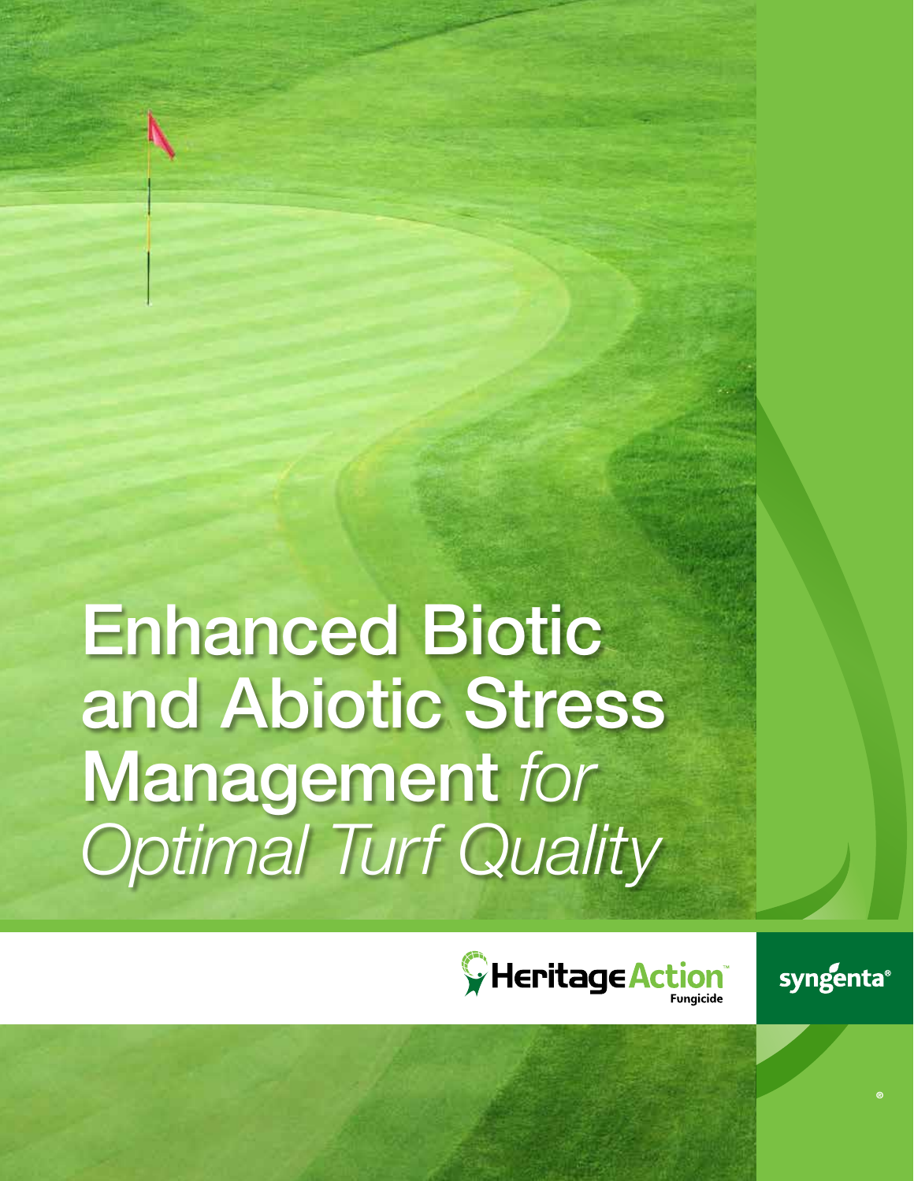# Enhanced Biotic and Abiotic Stress Management *for Optimal Turf Quality*

HeritageAction™ Fungicide

syngenta®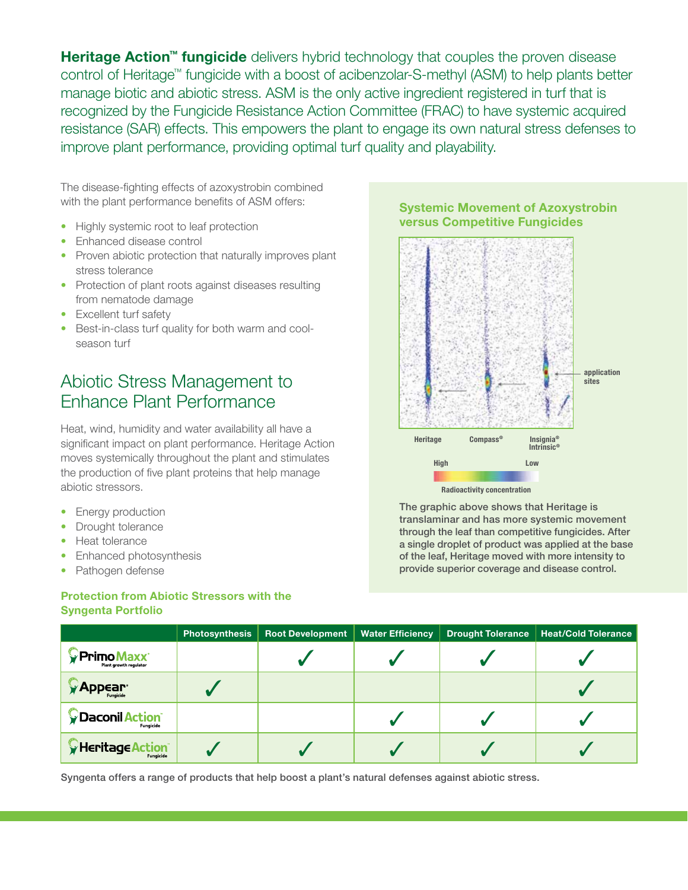**Heritage Action™ fungicide** delivers hybrid technology that couples the proven disease control of Heritage™ fungicide with a boost of acibenzolar-S-methyl (ASM) to help plants better manage biotic and abiotic stress. ASM is the only active ingredient registered in turf that is recognized by the Fungicide Resistance Action Committee (FRAC) to have systemic acquired resistance (SAR) effects. This empowers the plant to engage its own natural stress defenses to improve plant performance, providing optimal turf quality and playability.

The disease-fighting effects of azoxystrobin combined with the plant performance benefits of ASM offers:

- Highly systemic root to leaf protection
- Enhanced disease control
- Proven abiotic protection that naturally improves plant stress tolerance
- Protection of plant roots against diseases resulting from nematode damage
- Excellent turf safety
- Best-in-class turf quality for both warm and cool-season turf

## Abiotic Stress Management to Enhance Plant Performance

Heat, wind, humidity and water availability all have a significant impact on plant performance. Heritage Action moves systemically throughout the plant and stimulates the production of five plant proteins that help manage abiotic stressors.

- Energy production
- Drought tolerance
- Heat tolerance
- Enhanced photosynthesis
- Pathogen defense

### Systemic Movement of Azoxystrobin versus Competitive Fungicides

application sites

Heritage | Compass® | Insignia® Intrinsic®

High — Low

Radioactivity concentration

The graphic above shows that Heritage is translaminar and has more systemic movement through the leaf than competitive fungicides. After a single droplet of product was applied at the base of the leaf, Heritage moved with more intensity to provide superior coverage and disease control.

### Protection from Abiotic Stressors with the Syngenta Portfolio

| | Photosynthesis | Root Development | Water Efficiency | Drought Tolerance | Heat/Cold Tolerance |
|---|---|---|---|---|---|
| Primo Maxx® Plant growth regulator | | ✓ | ✓ | ✓ | ✓ |
| Appear® Fungicide | ✓ | | | | ✓ |
| Daconil Action™ Fungicide | | | ✓ | ✓ | ✓ |
| Heritage Action™ Fungicide | ✓ | ✓ | ✓ | ✓ | ✓ |

Syngenta offers a range of products that help boost a plant's natural defenses against abiotic stress.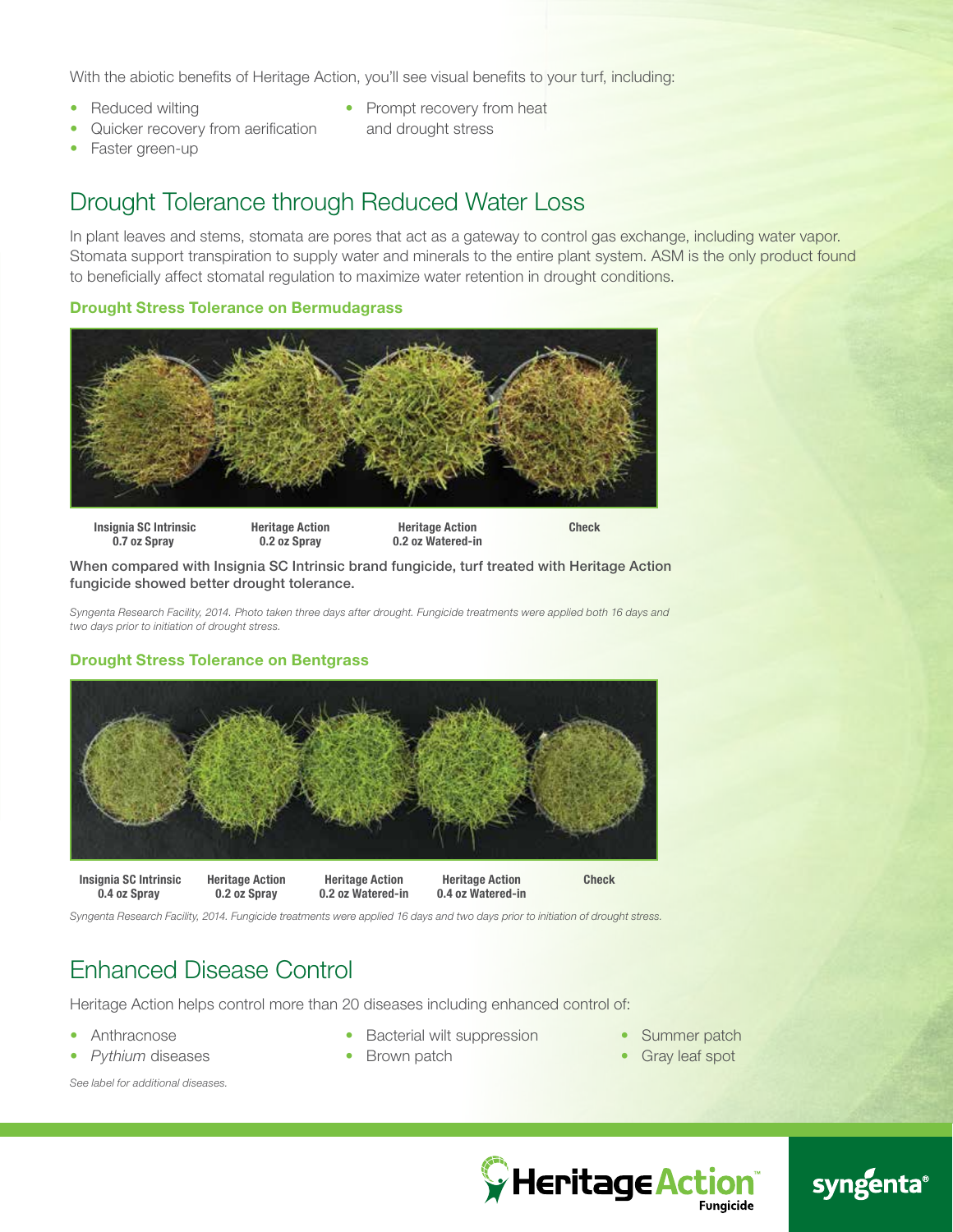With the abiotic benefits of Heritage Action, you'll see visual benefits to your turf, including:

- Reduced wilting
- Quicker recovery from aerification
- Faster green-up
- Prompt recovery from heat and drought stress

## Drought Tolerance through Reduced Water Loss

In plant leaves and stems, stomata are pores that act as a gateway to control gas exchange, including water vapor. Stomata support transpiration to supply water and minerals to the entire plant system. ASM is the only product found to beneficially affect stomatal regulation to maximize water retention in drought conditions.

### Drought Stress Tolerance on Bermudagrass

**Insignia SC Intrinsic 0.7 oz Spray** | **Heritage Action 0.2 oz Spray** | **Heritage Action 0.2 oz Watered-in** | **Check**

**When compared with Insignia SC Intrinsic brand fungicide, turf treated with Heritage Action fungicide showed better drought tolerance.**

*Syngenta Research Facility, 2014. Photo taken three days after drought. Fungicide treatments were applied both 16 days and two days prior to initiation of drought stress.*

### Drought Stress Tolerance on Bentgrass

**Insignia SC Intrinsic 0.4 oz Spray** | **Heritage Action 0.2 oz Spray** | **Heritage Action 0.2 oz Watered-in** | **Heritage Action 0.4 oz Watered-in** | **Check**

*Syngenta Research Facility, 2014. Fungicide treatments were applied 16 days and two days prior to initiation of drought stress.*

## Enhanced Disease Control

Heritage Action helps control more than 20 diseases including enhanced control of:

- Anthracnose
- *Pythium* diseases
- Bacterial wilt suppression
- Brown patch
- Summer patch
- Gray leaf spot

*See label for additional diseases.*

Heritage Action™ Fungicide

syngenta®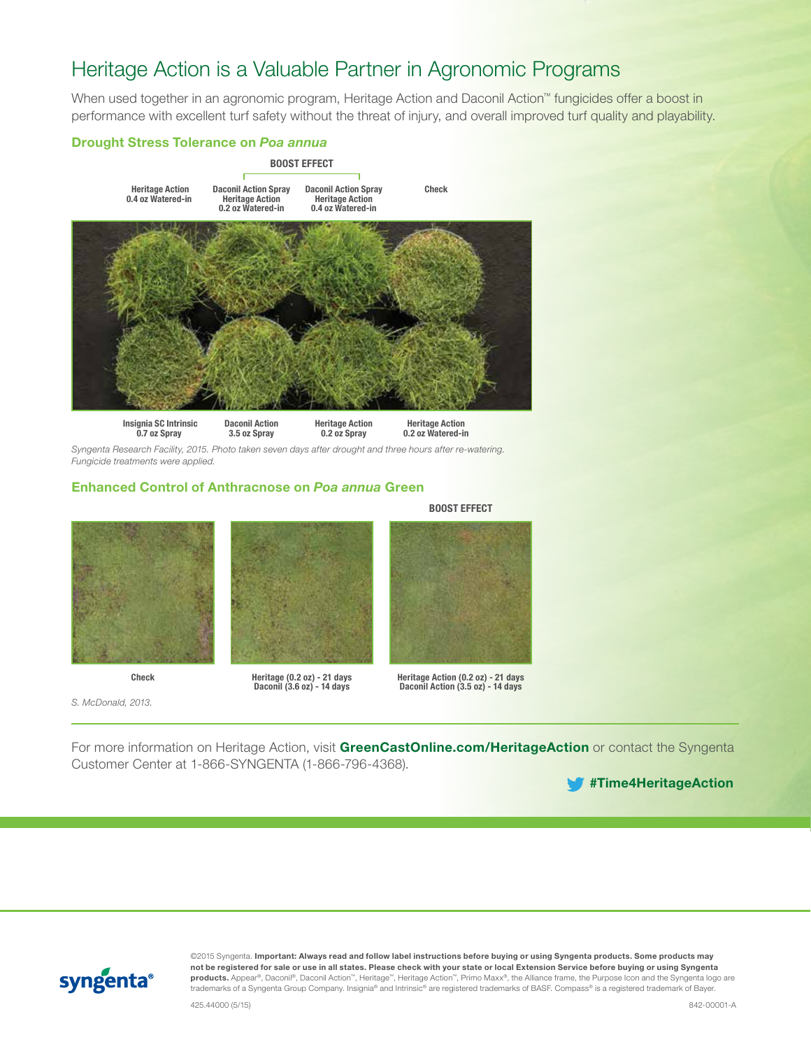# Heritage Action is a Valuable Partner in Agronomic Programs

When used together in an agronomic program, Heritage Action and Daconil Action™ fungicides offer a boost in performance with excellent turf safety without the threat of injury, and overall improved turf quality and playability.

## Drought Stress Tolerance on *Poa annua*

BOOST EFFECT

Heritage Action 0.4 oz Watered-in

Daconil Action Spray Heritage Action 0.2 oz Watered-in

Daconil Action Spray Heritage Action 0.4 oz Watered-in

Check

Insignia SC Intrinsic 0.7 oz Spray

Daconil Action 3.5 oz Spray

Heritage Action 0.2 oz Spray

Heritage Action 0.2 oz Watered-in

*Syngenta Research Facility, 2015. Photo taken seven days after drought and three hours after re-watering. Fungicide treatments were applied.*

## Enhanced Control of Anthracnose on *Poa annua* Green

BOOST EFFECT

Check

Heritage (0.2 oz) - 21 days Daconil (3.6 oz) - 14 days

Heritage Action (0.2 oz) - 21 days Daconil Action (3.5 oz) - 14 days

*S. McDonald, 2013.*

For more information on Heritage Action, visit **GreenCastOnline.com/HeritageAction** or contact the Syngenta Customer Center at 1-866-SYNGENTA (1-866-796-4368).

**#Time4HeritageAction**

syngenta®

©2015 Syngenta. **Important: Always read and follow label instructions before buying or using Syngenta products. Some products may not be registered for sale or use in all states. Please check with your state or local Extension Service before buying or using Syngenta products.** Appear®, Daconil®, Daconil Action™, Heritage™, Heritage Action™, Primo Maxx®, the Alliance frame, the Purpose Icon and the Syngenta logo are trademarks of a Syngenta Group Company. Insignia® and Intrinsic® are registered trademarks of BASF. Compass® is a registered trademark of Bayer.

425.44000 (5/15)

842-00001-A